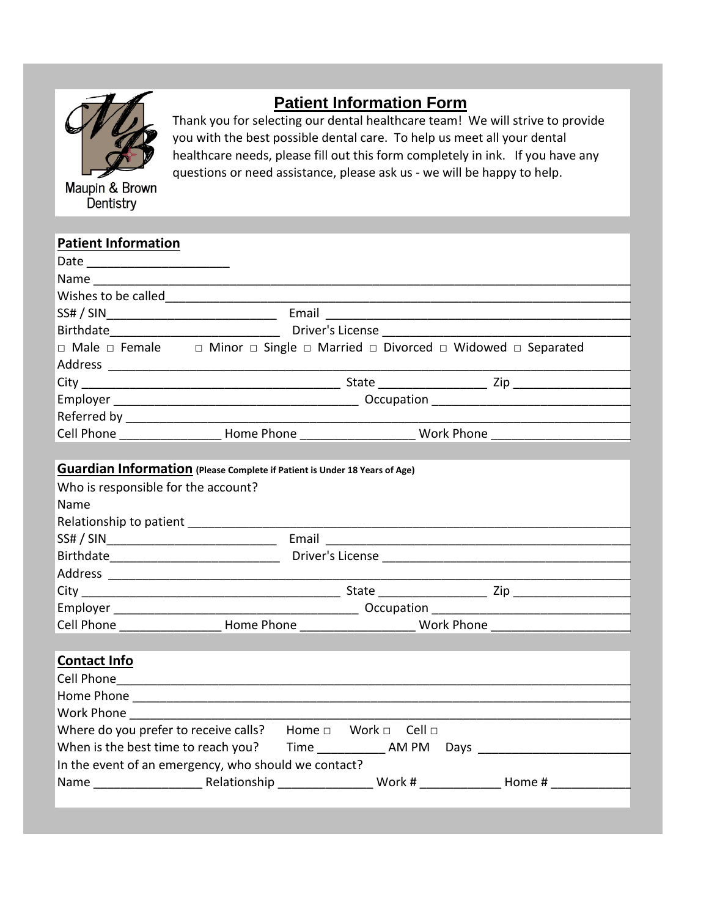Maupin & Brown Dentistry

# Patient Information Form

Thank you for selecting our dental healthcare team! We will strive to provide you with the best possible dental care. To help us meet all your dental healthcare needs, please fill out this form completely in ink. If you have any questions or need assistance, please ask us - we will be happy to help.

## Patient Information

Date ____________________

Name ____________________________________________________________________________

Wishes to be called_______________________________________________________________

SS# / SIN_________________________ Email _____________________________________________

Birthdate_________________________ Driver's License ______________________________________

□ Male □ Female □ Minor □ Single □ Married □ Divorced □ Widowed □ Separated

Address ___________________________________________________________________________

City ______________________________________ State _______________ Zip ________________

Employer ___________________________________ Occupation _____________________________

Referred by _________________________________________________________________________

Cell Phone ______________ Home Phone _______________ Work Phone ___________________

## Guardian Information (Please Complete if Patient is Under 18 Years of Age)

Who is responsible for the account?

Name

Relationship to patient ________________________________________________________________

SS# / SIN_________________________ Email _____________________________________________

Birthdate_________________________ Driver's License ______________________________________

Address ___________________________________________________________________________

City ______________________________________ State _______________ Zip ________________

Employer ___________________________________ Occupation _____________________________

Cell Phone ______________ Home Phone _______________ Work Phone ___________________

## Contact Info

Cell Phone__________________________________________________________________________

Home Phone ________________________________________________________________________

Work Phone ________________________________________________________________________

Where do you prefer to receive calls? Home □ Work □ Cell □

When is the best time to reach you? Time __________ AM PM Days ______________________

In the event of an emergency, who should we contact?

Name _______________ Relationship _____________ Work # ___________ Home # ___________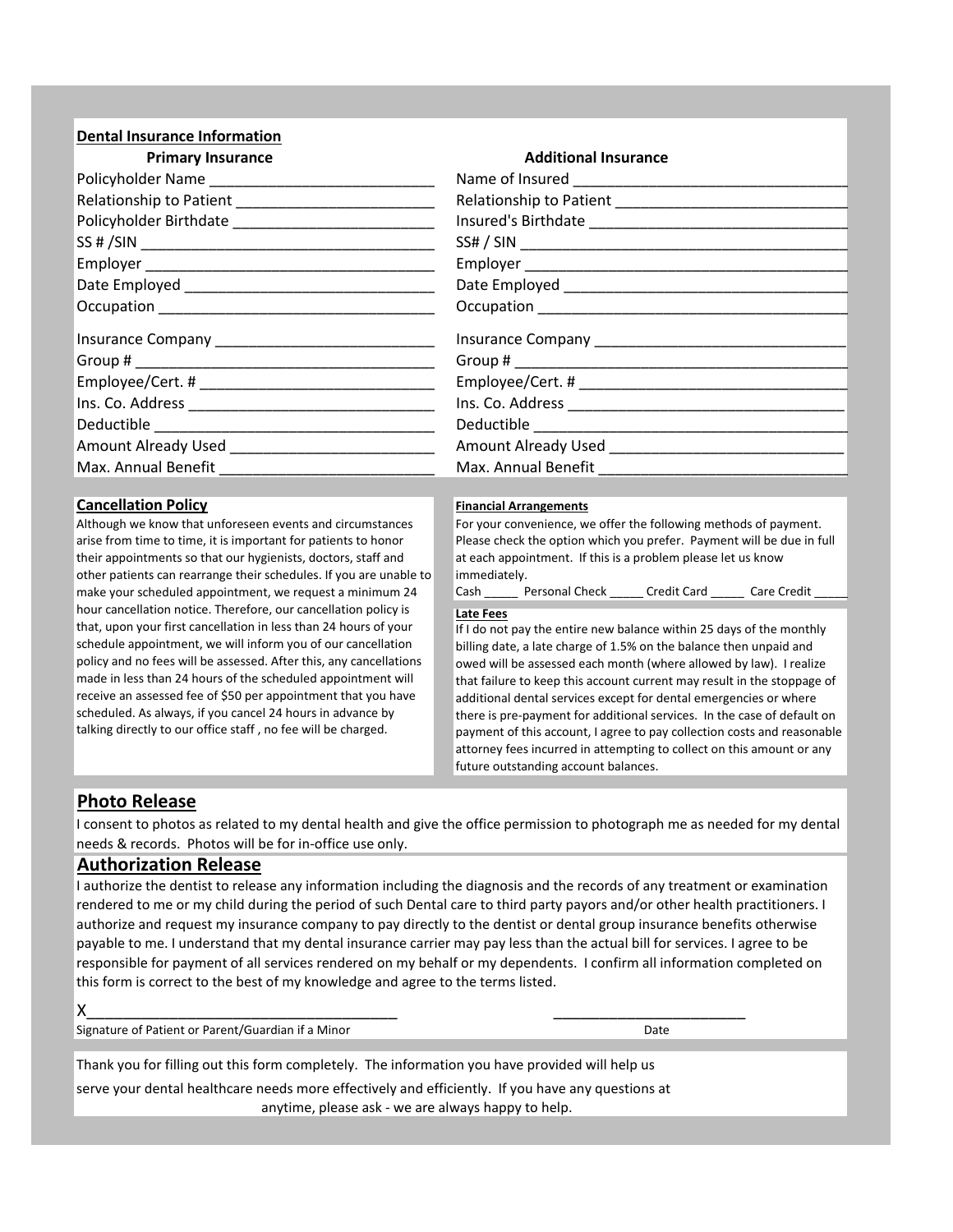**Dental Insurance Information**

| Primary Insurance | Additional Insurance |
|---|---|
| Policyholder Name ___________________________ | Name of Insured _________________________________ |
| Relationship to Patient ________________________ | Relationship to Patient ____________________________ |
| Policyholder Birthdate ________________________ | Insured's Birthdate ______________________________ |
| SS # /SIN ___________________________________ | SS# / SIN _______________________________________ |
| Employer ___________________________________ | Employer ________________________________________ |
| Date Employed ______________________________ | Date Employed ___________________________________ |
| Occupation _________________________________ | Occupation ______________________________________ |
| Insurance Company __________________________ | Insurance Company ______________________________ |
| Group # ____________________________________ | Group # _________________________________________ |
| Employee/Cert. # ____________________________ | Employee/Cert. # _________________________________ |
| Ins. Co. Address _____________________________ | Ins. Co. Address _________________________________ |
| Deductible __________________________________ | Deductible ______________________________________ |
| Amount Already Used ________________________ | Amount Already Used ___________________________ |
| Max. Annual Benefit _________________________ | Max. Annual Benefit _____________________________ |

**Cancellation Policy**

Although we know that unforeseen events and circumstances arise from time to time, it is important for patients to honor their appointments so that our hygienists, doctors, staff and other patients can rearrange their schedules. If you are unable to make your scheduled appointment, we request a minimum 24 hour cancellation notice. Therefore, our cancellation policy is that, upon your first cancellation in less than 24 hours of your schedule appointment, we will inform you of our cancellation policy and no fees will be assessed. After this, any cancellations made in less than 24 hours of the scheduled appointment will receive an assessed fee of $50 per appointment that you have scheduled. As always, if you cancel 24 hours in advance by talking directly to our office staff , no fee will be charged.

**Financial Arrangements**

For your convenience, we offer the following methods of payment. Please check the option which you prefer. Payment will be due in full at each appointment. If this is a problem please let us know immediately.

Cash _____ Personal Check _____ Credit Card _____ Care Credit _____

**Late Fees**

If I do not pay the entire new balance within 25 days of the monthly billing date, a late charge of 1.5% on the balance then unpaid and owed will be assessed each month (where allowed by law). I realize that failure to keep this account current may result in the stoppage of additional dental services except for dental emergencies or where there is pre-payment for additional services. In the case of default on payment of this account, I agree to pay collection costs and reasonable attorney fees incurred in attempting to collect on this amount or any future outstanding account balances.

## Photo Release

I consent to photos as related to my dental health and give the office permission to photograph me as needed for my dental needs & records. Photos will be for in-office use only.

## Authorization Release

I authorize the dentist to release any information including the diagnosis and the records of any treatment or examination rendered to me or my child during the period of such Dental care to third party payors and/or other health practitioners. I authorize and request my insurance company to pay directly to the dentist or dental group insurance benefits otherwise payable to me. I understand that my dental insurance carrier may pay less than the actual bill for services. I agree to be responsible for payment of all services rendered on my behalf or my dependents. I confirm all information completed on this form is correct to the best of my knowledge and agree to the terms listed.

X_____________________________________ ________________________

Signature of Patient or Parent/Guardian if a Minor Date

Thank you for filling out this form completely. The information you have provided will help us serve your dental healthcare needs more effectively and efficiently. If you have any questions at anytime, please ask - we are always happy to help.